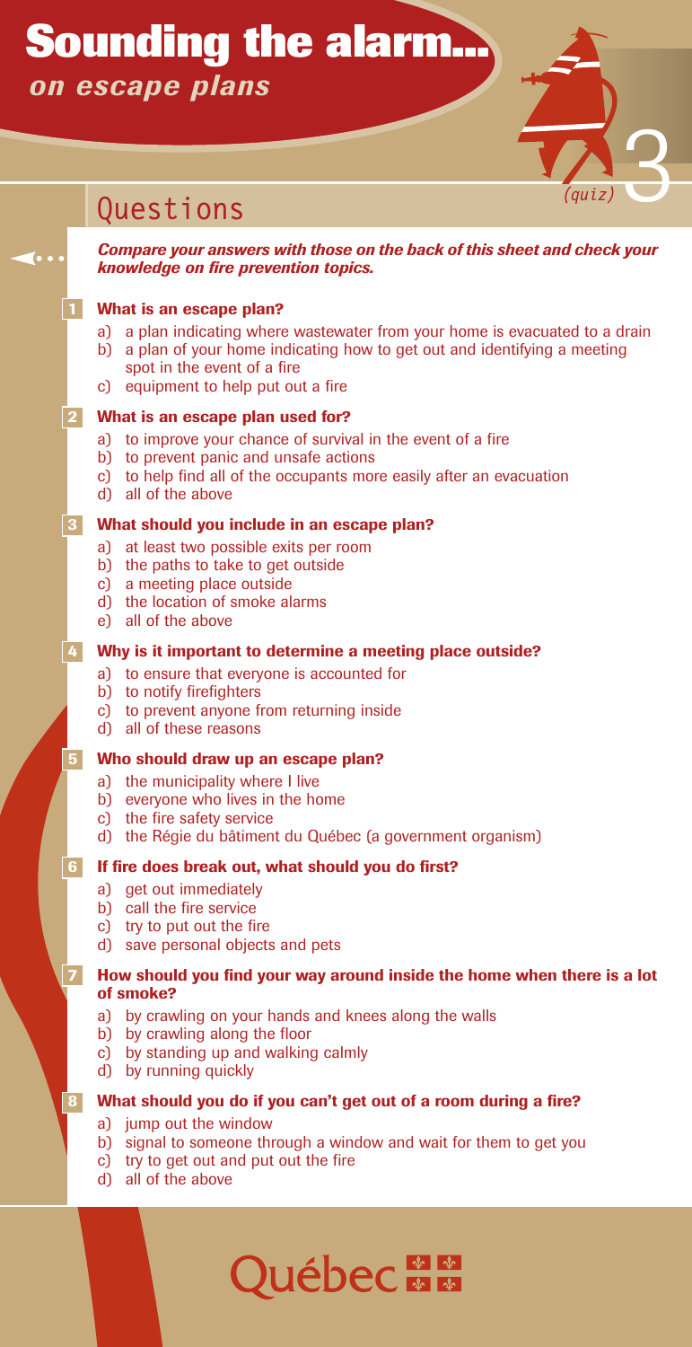# Sounding the alarm...

## *on escape plans*

*(quiz)* 3

## Questions

***Compare your answers with those on the back of this sheet and check your knowledge on fire prevention topics.***

**1 What is an escape plan?**

a) a plan indicating where wastewater from your home is evacuated to a drain
b) a plan of your home indicating how to get out and identifying a meeting spot in the event of a fire
c) equipment to help put out a fire

**2 What is an escape plan used for?**

a) to improve your chance of survival in the event of a fire
b) to prevent panic and unsafe actions
c) to help find all of the occupants more easily after an evacuation
d) all of the above

**3 What should you include in an escape plan?**

a) at least two possible exits per room
b) the paths to take to get outside
c) a meeting place outside
d) the location of smoke alarms
e) all of the above

**4 Why is it important to determine a meeting place outside?**

a) to ensure that everyone is accounted for
b) to notify firefighters
c) to prevent anyone from returning inside
d) all of these reasons

**5 Who should draw up an escape plan?**

a) the municipality where I live
b) everyone who lives in the home
c) the fire safety service
d) the Régie du bâtiment du Québec (a government organism)

**6 If fire does break out, what should you do first?**

a) get out immediately
b) call the fire service
c) try to put out the fire
d) save personal objects and pets

**7 How should you find your way around inside the home when there is a lot of smoke?**

a) by crawling on your hands and knees along the walls
b) by crawling along the floor
c) by standing up and walking calmly
d) by running quickly

**8 What should you do if you can't get out of a room during a fire?**

a) jump out the window
b) signal to someone through a window and wait for them to get you
c) try to get out and put out the fire
d) all of the above

Québec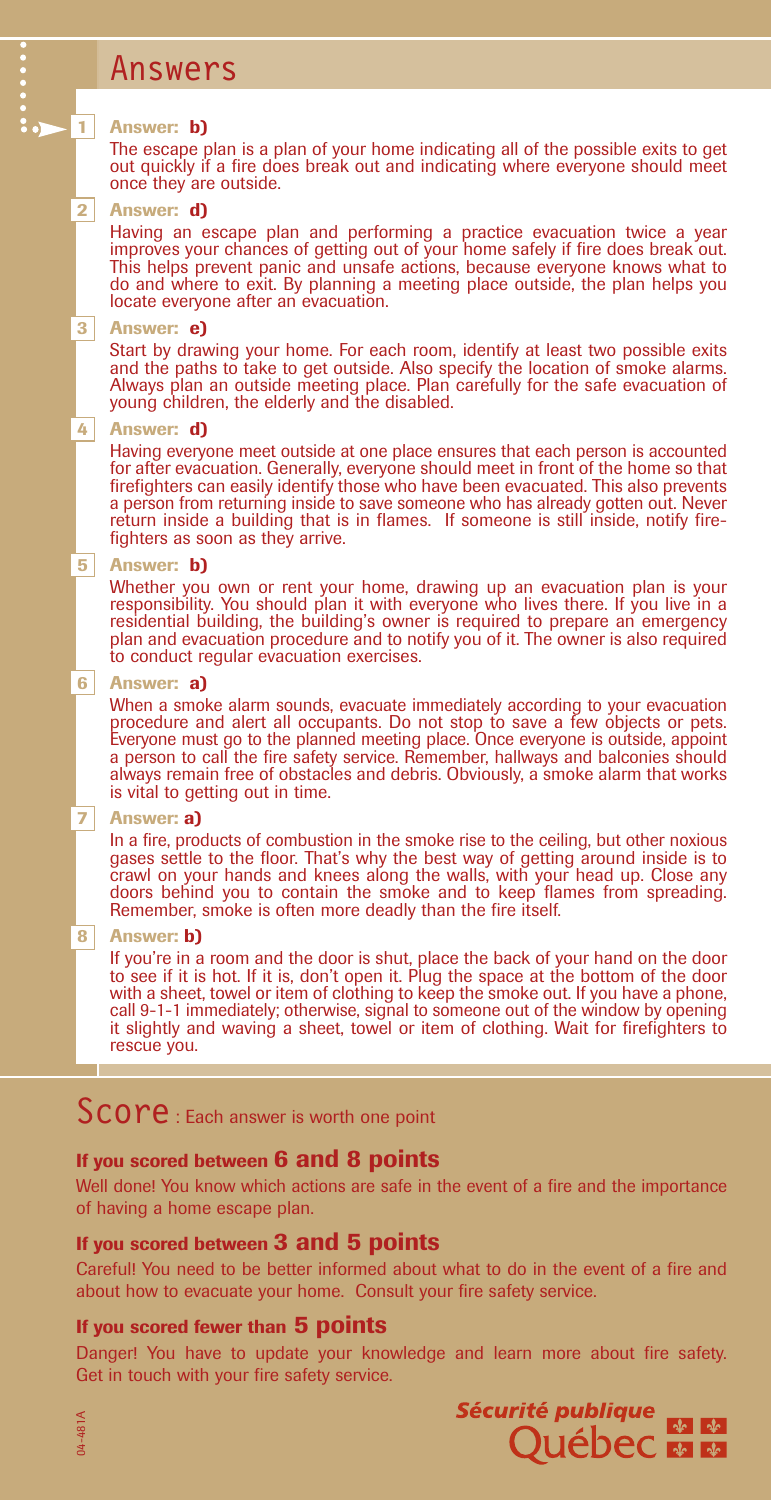# Answers

**1 Answer: b)**

The escape plan is a plan of your home indicating all of the possible exits to get out quickly if a fire does break out and indicating where everyone should meet once they are outside.

**2 Answer: d)**

Having an escape plan and performing a practice evacuation twice a year improves your chances of getting out of your home safely if fire does break out. This helps prevent panic and unsafe actions, because everyone knows what to do and where to exit. By planning a meeting place outside, the plan helps you locate everyone after an evacuation.

**3 Answer: e)**

Start by drawing your home. For each room, identify at least two possible exits and the paths to take to get outside. Also specify the location of smoke alarms. Always plan an outside meeting place. Plan carefully for the safe evacuation of young children, the elderly and the disabled.

**4 Answer: d)**

Having everyone meet outside at one place ensures that each person is accounted for after evacuation. Generally, everyone should meet in front of the home so that firefighters can easily identify those who have been evacuated. This also prevents a person from returning inside to save someone who has already gotten out. Never return inside a building that is in flames. If someone is still inside, notify firefighters as soon as they arrive.

**5 Answer: b)**

Whether you own or rent your home, drawing up an evacuation plan is your responsibility. You should plan it with everyone who lives there. If you live in a residential building, the building's owner is required to prepare an emergency plan and evacuation procedure and to notify you of it. The owner is also required to conduct regular evacuation exercises.

**6 Answer: a)**

When a smoke alarm sounds, evacuate immediately according to your evacuation procedure and alert all occupants. Do not stop to save a few objects or pets. Everyone must go to the planned meeting place. Once everyone is outside, appoint a person to call the fire safety service. Remember, hallways and balconies should always remain free of obstacles and debris. Obviously, a smoke alarm that works is vital to getting out in time.

**7 Answer: a)**

In a fire, products of combustion in the smoke rise to the ceiling, but other noxious gases settle to the floor. That's why the best way of getting around inside is to crawl on your hands and knees along the walls, with your head up. Close any doors behind you to contain the smoke and to keep flames from spreading. Remember, smoke is often more deadly than the fire itself.

**8 Answer: b)**

If you're in a room and the door is shut, place the back of your hand on the door to see if it is hot. If it is, don't open it. Plug the space at the bottom of the door with a sheet, towel or item of clothing to keep the smoke out. If you have a phone, call 9-1-1 immediately; otherwise, signal to someone out of the window by opening it slightly and waving a sheet, towel or item of clothing. Wait for firefighters to rescue you.

## Score : Each answer is worth one point

### If you scored between 6 and 8 points

Well done! You know which actions are safe in the event of a fire and the importance of having a home escape plan.

### If you scored between 3 and 5 points

Careful! You need to be better informed about what to do in the event of a fire and about how to evacuate your home. Consult your fire safety service.

### If you scored fewer than 5 points

Danger! You have to update your knowledge and learn more about fire safety. Get in touch with your fire safety service.

04-481A

*Sécurité publique*
Québec